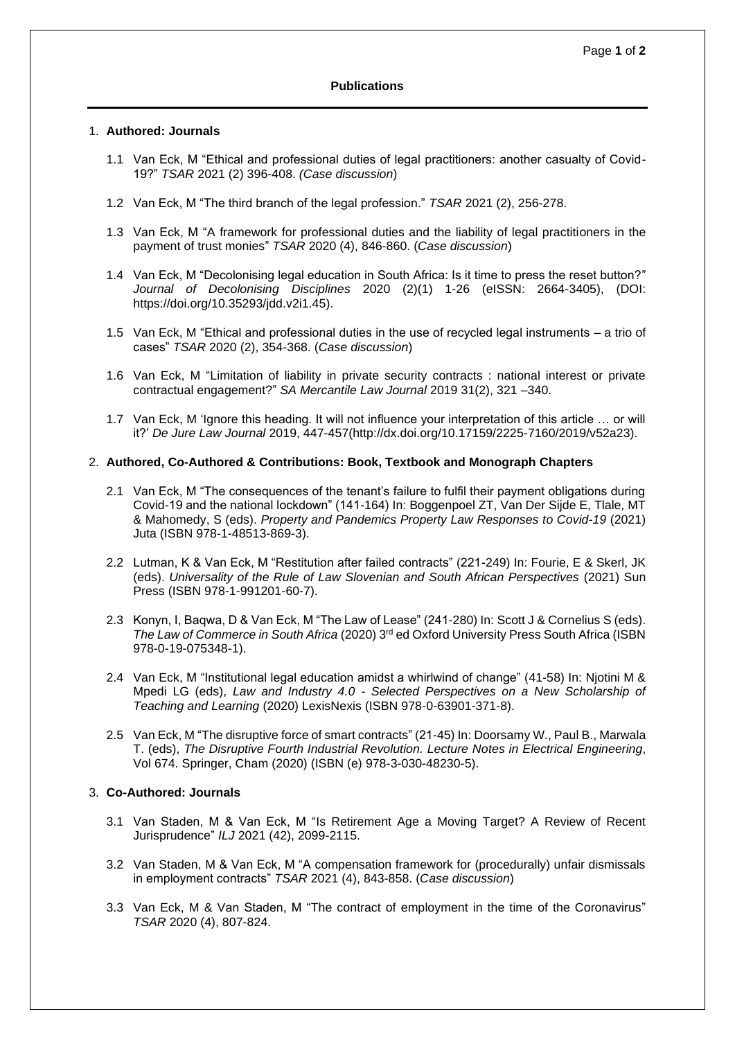# Publications

## 1. Authored: Journals

1.1 Van Eck, M "Ethical and professional duties of legal practitioners: another casualty of Covid-19?" *TSAR* 2021 (2) 396-408. *(Case discussion)*

1.2 Van Eck, M "The third branch of the legal profession." *TSAR* 2021 (2), 256-278.

1.3 Van Eck, M "A framework for professional duties and the liability of legal practitioners in the payment of trust monies" *TSAR* 2020 (4), 846-860. (*Case discussion*)

1.4 Van Eck, M "Decolonising legal education in South Africa: Is it time to press the reset button?" *Journal of Decolonising Disciplines* 2020 (2)(1) 1-26 (eISSN: 2664-3405), (DOI: https://doi.org/10.35293/jdd.v2i1.45).

1.5 Van Eck, M "Ethical and professional duties in the use of recycled legal instruments – a trio of cases" *TSAR* 2020 (2), 354-368. (*Case discussion*)

1.6 Van Eck, M "Limitation of liability in private security contracts : national interest or private contractual engagement?" *SA Mercantile Law Journal* 2019 31(2), 321 –340.

1.7 Van Eck, M 'Ignore this heading. It will not influence your interpretation of this article … or will it?' *De Jure Law Journal* 2019, 447-457(http://dx.doi.org/10.17159/2225-7160/2019/v52a23).

## 2. Authored, Co-Authored & Contributions: Book, Textbook and Monograph Chapters

2.1 Van Eck, M "The consequences of the tenant's failure to fulfil their payment obligations during Covid-19 and the national lockdown" (141-164) In: Boggenpoel ZT, Van Der Sijde E, Tlale, MT & Mahomedy, S (eds). *Property and Pandemics Property Law Responses to Covid-19* (2021) Juta (ISBN 978-1-48513-869-3).

2.2 Lutman, K & Van Eck, M "Restitution after failed contracts" (221-249) In: Fourie, E & Skerl, JK (eds). *Universality of the Rule of Law Slovenian and South African Perspectives* (2021) Sun Press (ISBN 978-1-991201-60-7).

2.3 Konyn, I, Baqwa, D & Van Eck, M "The Law of Lease" (241-280) In: Scott J & Cornelius S (eds). *The Law of Commerce in South Africa* (2020) 3rd ed Oxford University Press South Africa (ISBN 978-0-19-075348-1).

2.4 Van Eck, M "Institutional legal education amidst a whirlwind of change" (41-58) In: Njotini M & Mpedi LG (eds), *Law and Industry 4.0 - Selected Perspectives on a New Scholarship of Teaching and Learning* (2020) LexisNexis (ISBN 978-0-63901-371-8).

2.5 Van Eck, M "The disruptive force of smart contracts" (21-45) In: Doorsamy W., Paul B., Marwala T. (eds), *The Disruptive Fourth Industrial Revolution. Lecture Notes in Electrical Engineering*, Vol 674. Springer, Cham (2020) (ISBN (e) 978-3-030-48230-5).

## 3. Co-Authored: Journals

3.1 Van Staden, M & Van Eck, M "Is Retirement Age a Moving Target? A Review of Recent Jurisprudence" *ILJ* 2021 (42), 2099-2115.

3.2 Van Staden, M & Van Eck, M "A compensation framework for (procedurally) unfair dismissals in employment contracts" *TSAR* 2021 (4), 843-858. (*Case discussion*)

3.3 Van Eck, M & Van Staden, M "The contract of employment in the time of the Coronavirus" *TSAR* 2020 (4), 807-824.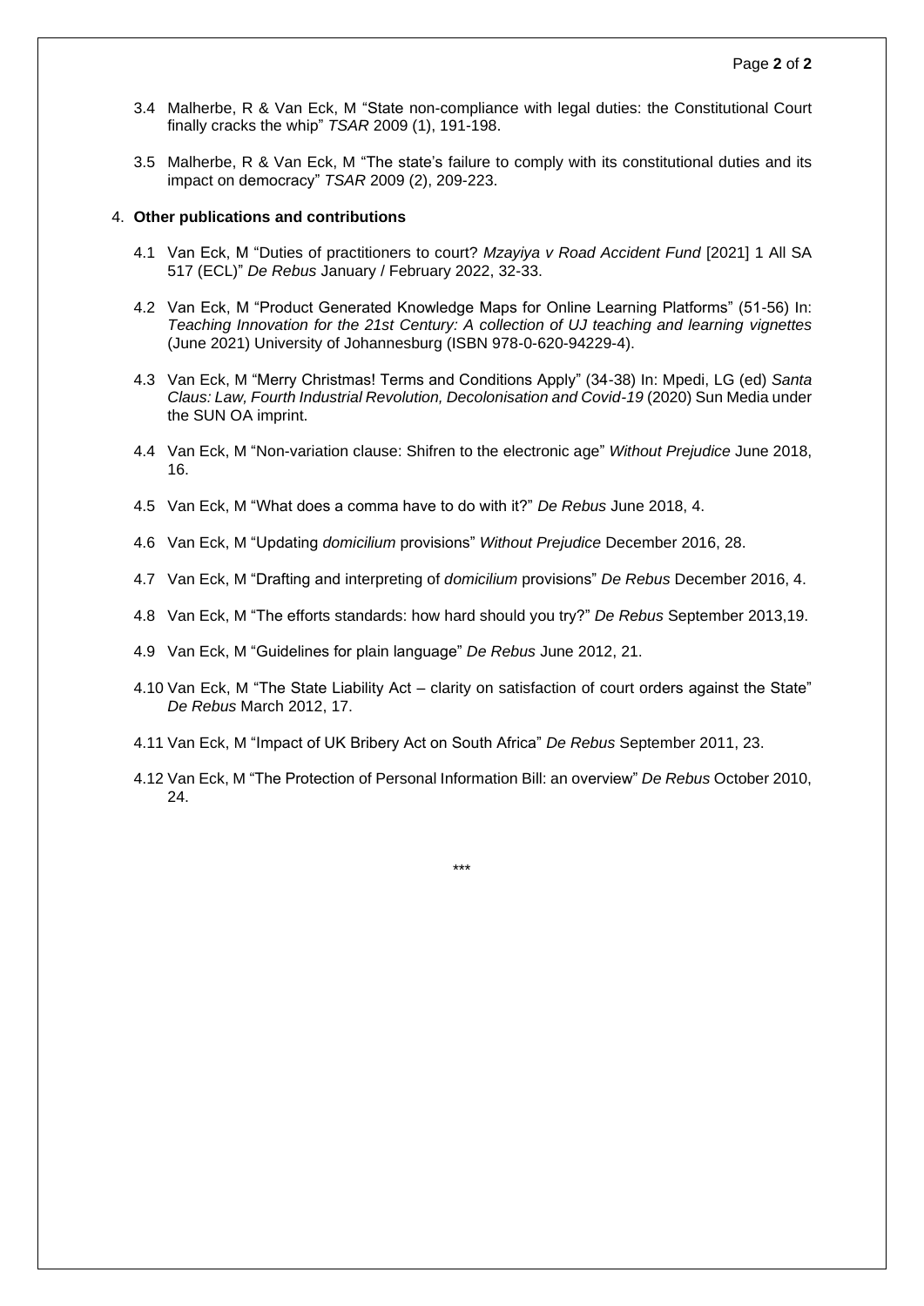3.4 Malherbe, R & Van Eck, M "State non-compliance with legal duties: the Constitutional Court finally cracks the whip" *TSAR* 2009 (1), 191-198.

3.5 Malherbe, R & Van Eck, M "The state's failure to comply with its constitutional duties and its impact on democracy" *TSAR* 2009 (2), 209-223.

4. **Other publications and contributions**

4.1 Van Eck, M "Duties of practitioners to court? *Mzayiya v Road Accident Fund* [2021] 1 All SA 517 (ECL)" *De Rebus* January / February 2022, 32-33.

4.2 Van Eck, M "Product Generated Knowledge Maps for Online Learning Platforms" (51-56) In: *Teaching Innovation for the 21st Century: A collection of UJ teaching and learning vignettes* (June 2021) University of Johannesburg (ISBN 978-0-620-94229-4).

4.3 Van Eck, M "Merry Christmas! Terms and Conditions Apply" (34-38) In: Mpedi, LG (ed) *Santa Claus: Law, Fourth Industrial Revolution, Decolonisation and Covid-19* (2020) Sun Media under the SUN OA imprint.

4.4 Van Eck, M "Non-variation clause: Shifren to the electronic age" *Without Prejudice* June 2018, 16.

4.5 Van Eck, M "What does a comma have to do with it?" *De Rebus* June 2018, 4.

4.6 Van Eck, M "Updating *domicilium* provisions" *Without Prejudice* December 2016, 28.

4.7 Van Eck, M "Drafting and interpreting of *domicilium* provisions" *De Rebus* December 2016, 4.

4.8 Van Eck, M "The efforts standards: how hard should you try?" *De Rebus* September 2013,19.

4.9 Van Eck, M "Guidelines for plain language" *De Rebus* June 2012, 21.

4.10 Van Eck, M "The State Liability Act – clarity on satisfaction of court orders against the State" *De Rebus* March 2012, 17.

4.11 Van Eck, M "Impact of UK Bribery Act on South Africa" *De Rebus* September 2011, 23.

4.12 Van Eck, M "The Protection of Personal Information Bill: an overview" *De Rebus* October 2010, 24.

***